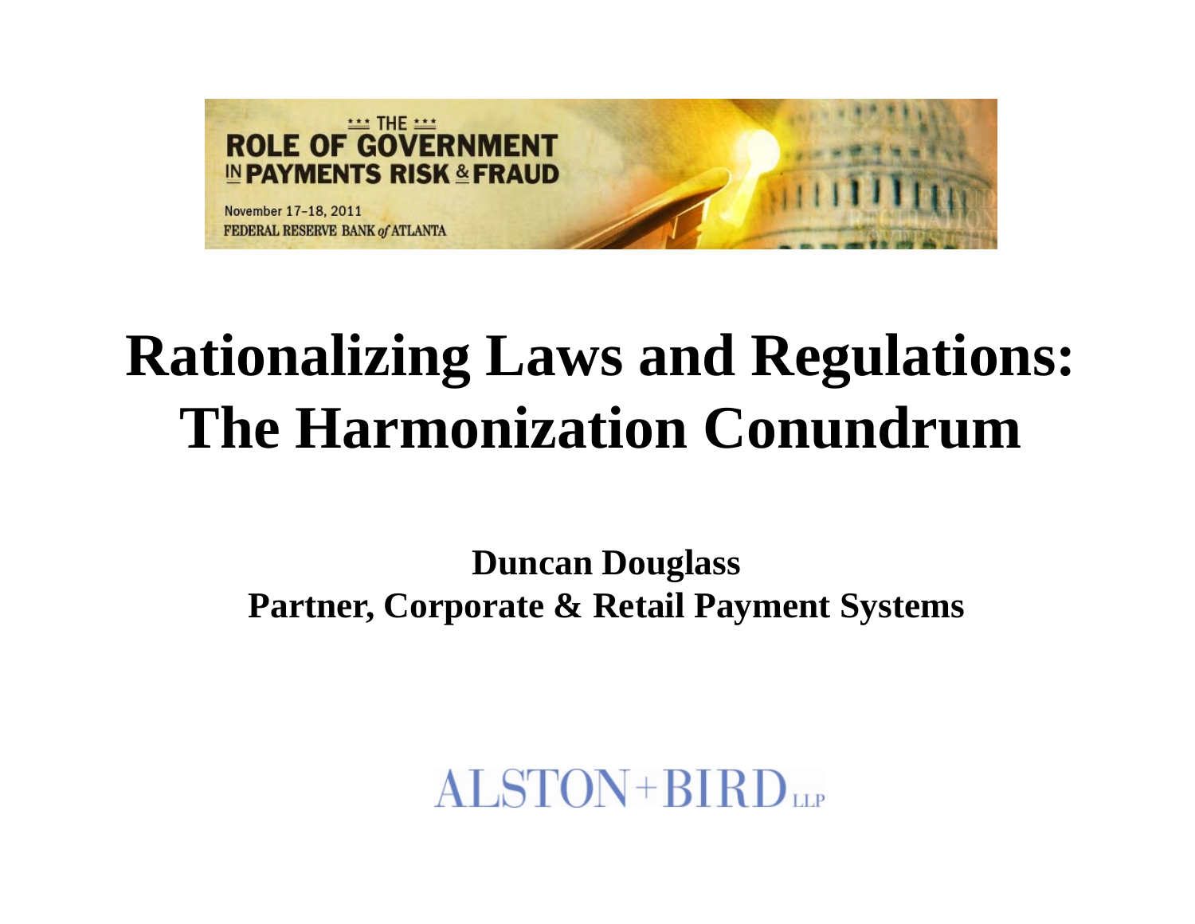THE ROLE OF GOVERNMENT IN PAYMENTS RISK & FRAUD

November 17-18, 2011

FEDERAL RESERVE BANK of ATLANTA

# Rationalizing Laws and Regulations: The Harmonization Conundrum

**Duncan Douglass**
**Partner, Corporate & Retail Payment Systems**

ALSTON+BIRD LLP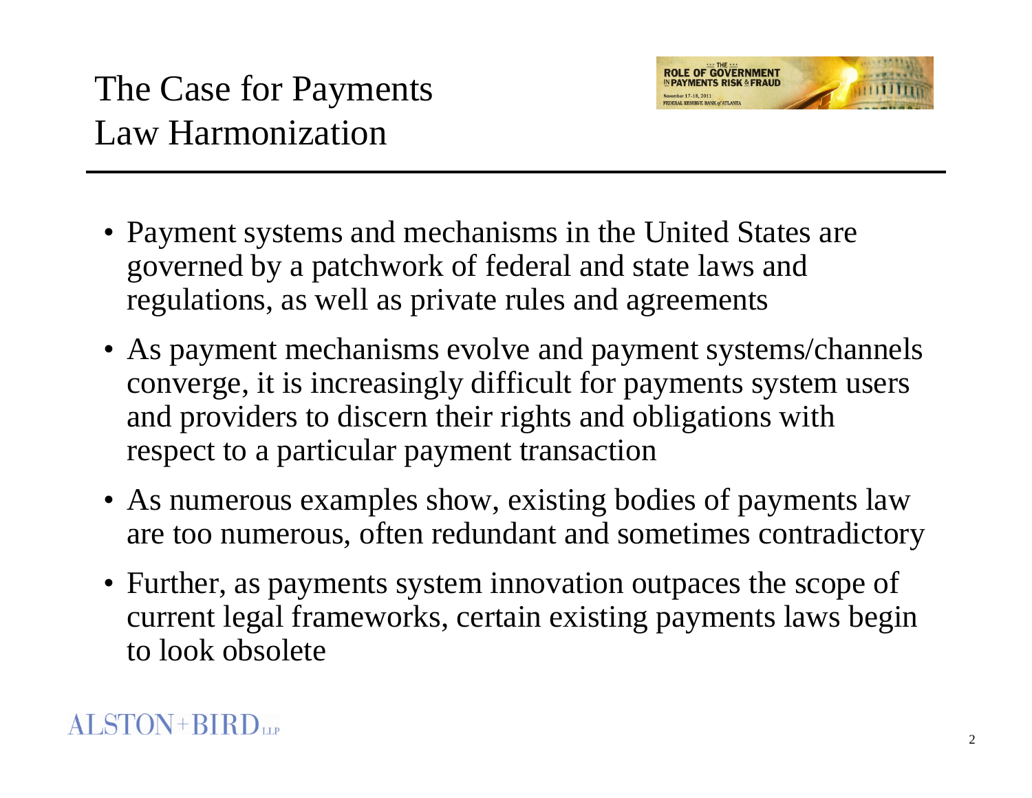# The Case for Payments Law Harmonization

- Payment systems and mechanisms in the United States are governed by a patchwork of federal and state laws and regulations, as well as private rules and agreements
- As payment mechanisms evolve and payment systems/channels converge, it is increasingly difficult for payments system users and providers to discern their rights and obligations with respect to a particular payment transaction
- As numerous examples show, existing bodies of payments law are too numerous, often redundant and sometimes contradictory
- Further, as payments system innovation outpaces the scope of current legal frameworks, certain existing payments laws begin to look obsolete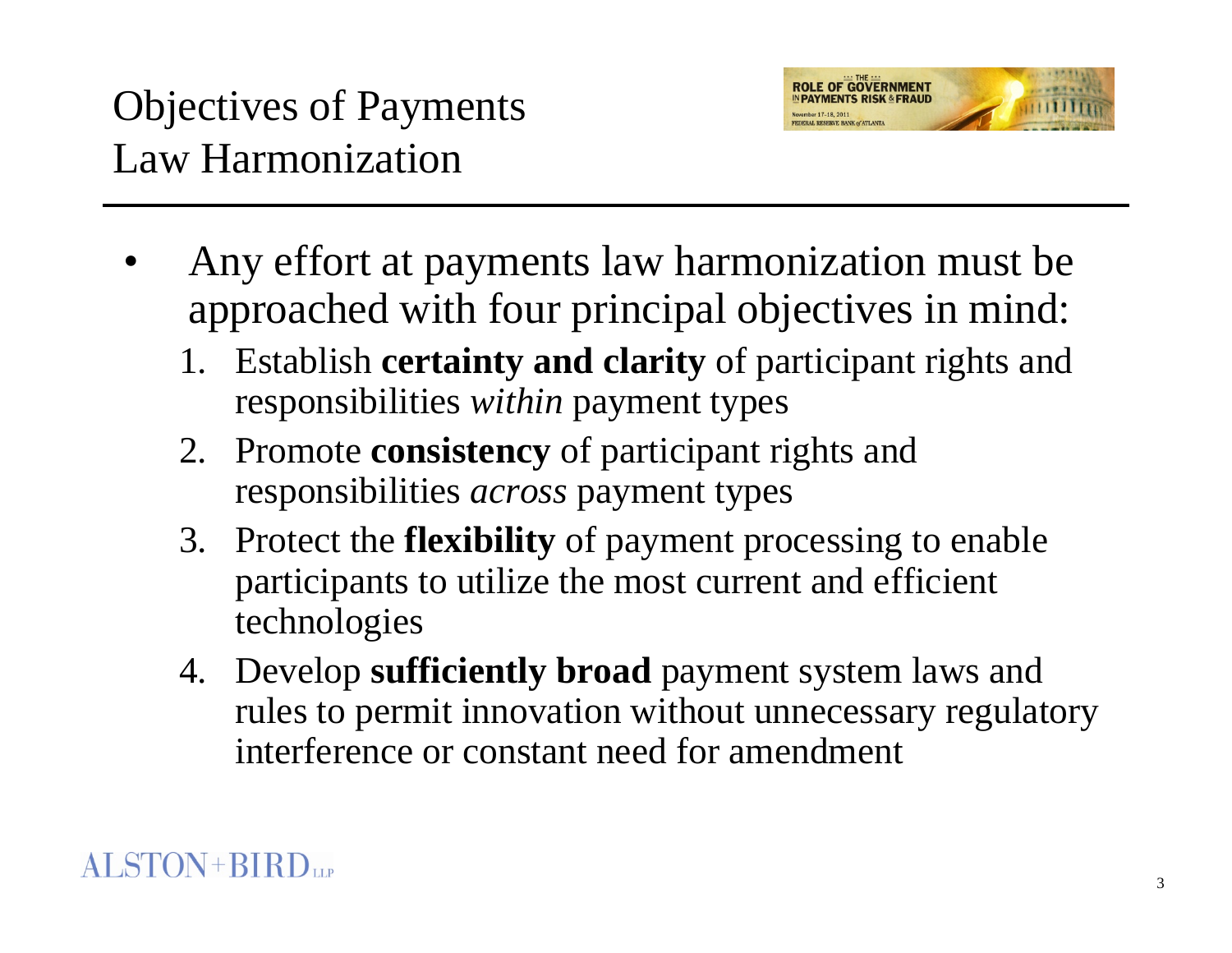# Objectives of Payments Law Harmonization

- Any effort at payments law harmonization must be approached with four principal objectives in mind:
  1. Establish **certainty and clarity** of participant rights and responsibilities *within* payment types
  2. Promote **consistency** of participant rights and responsibilities *across* payment types
  3. Protect the **flexibility** of payment processing to enable participants to utilize the most current and efficient technologies
  4. Develop **sufficiently broad** payment system laws and rules to permit innovation without unnecessary regulatory interference or constant need for amendment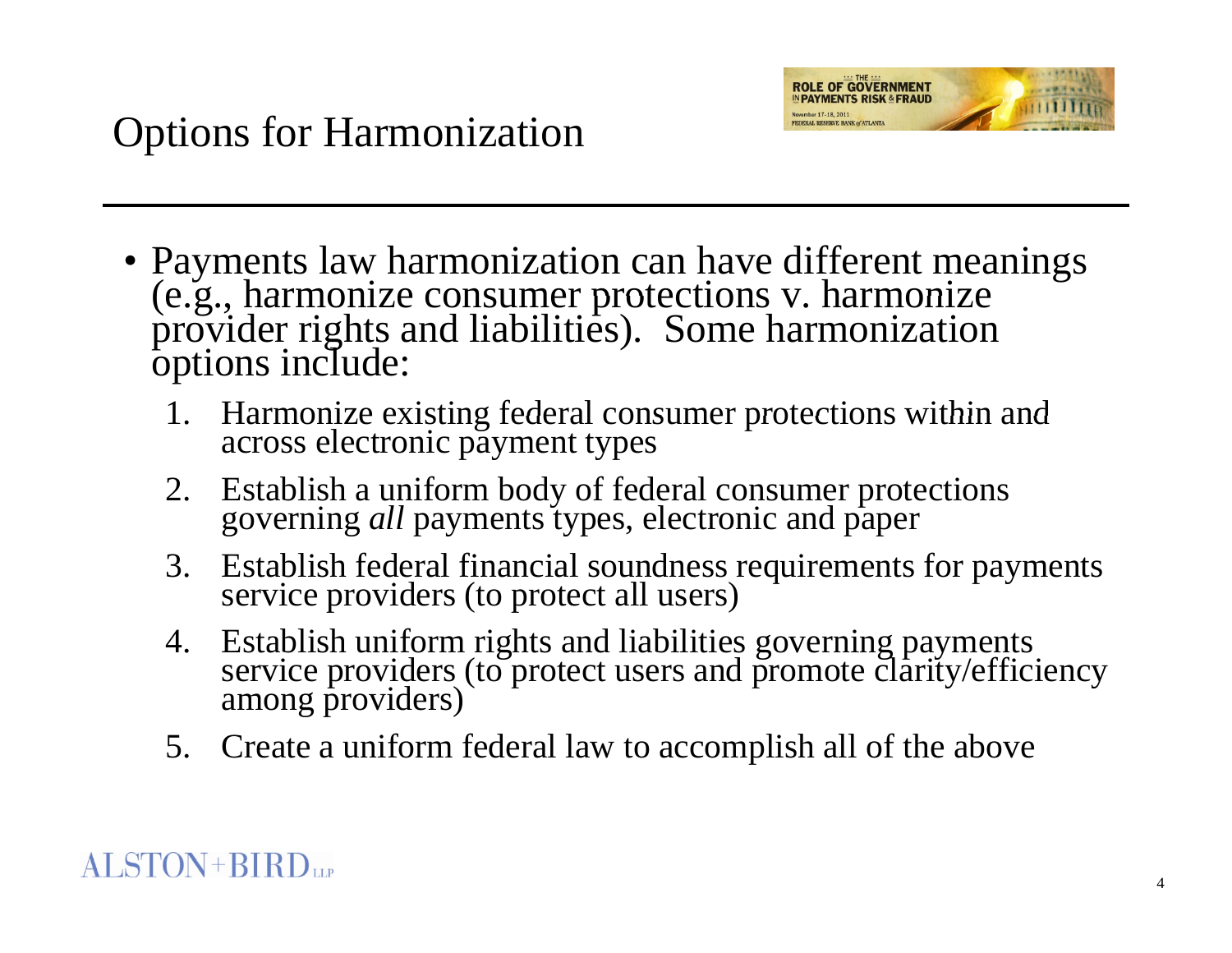# Options for Harmonization

- Payments law harmonization can have different meanings (e.g., harmonize consumer protections v. harmonize provider rights and liabilities). Some harmonization options include:
  1. Harmonize existing federal consumer protections within and across electronic payment types
  2. Establish a uniform body of federal consumer protections governing *all* payments types, electronic and paper
  3. Establish federal financial soundness requirements for payments service providers (to protect all users)
  4. Establish uniform rights and liabilities governing payments service providers (to protect users and promote clarity/efficiency among providers)
  5. Create a uniform federal law to accomplish all of the above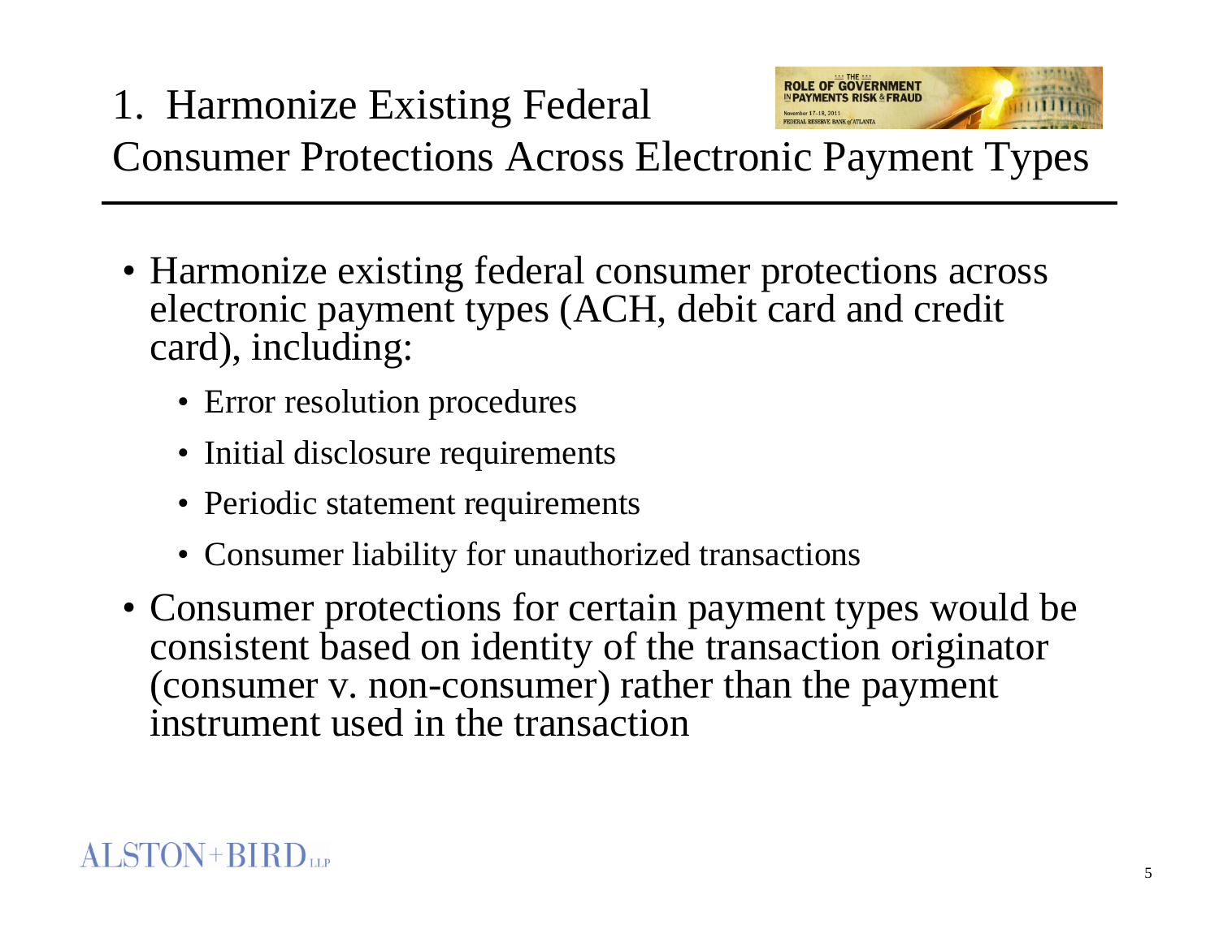# 1. Harmonize Existing Federal Consumer Protections Across Electronic Payment Types

- Harmonize existing federal consumer protections across electronic payment types (ACH, debit card and credit card), including:
  - Error resolution procedures
  - Initial disclosure requirements
  - Periodic statement requirements
  - Consumer liability for unauthorized transactions
- Consumer protections for certain payment types would be consistent based on identity of the transaction originator (consumer v. non-consumer) rather than the payment instrument used in the transaction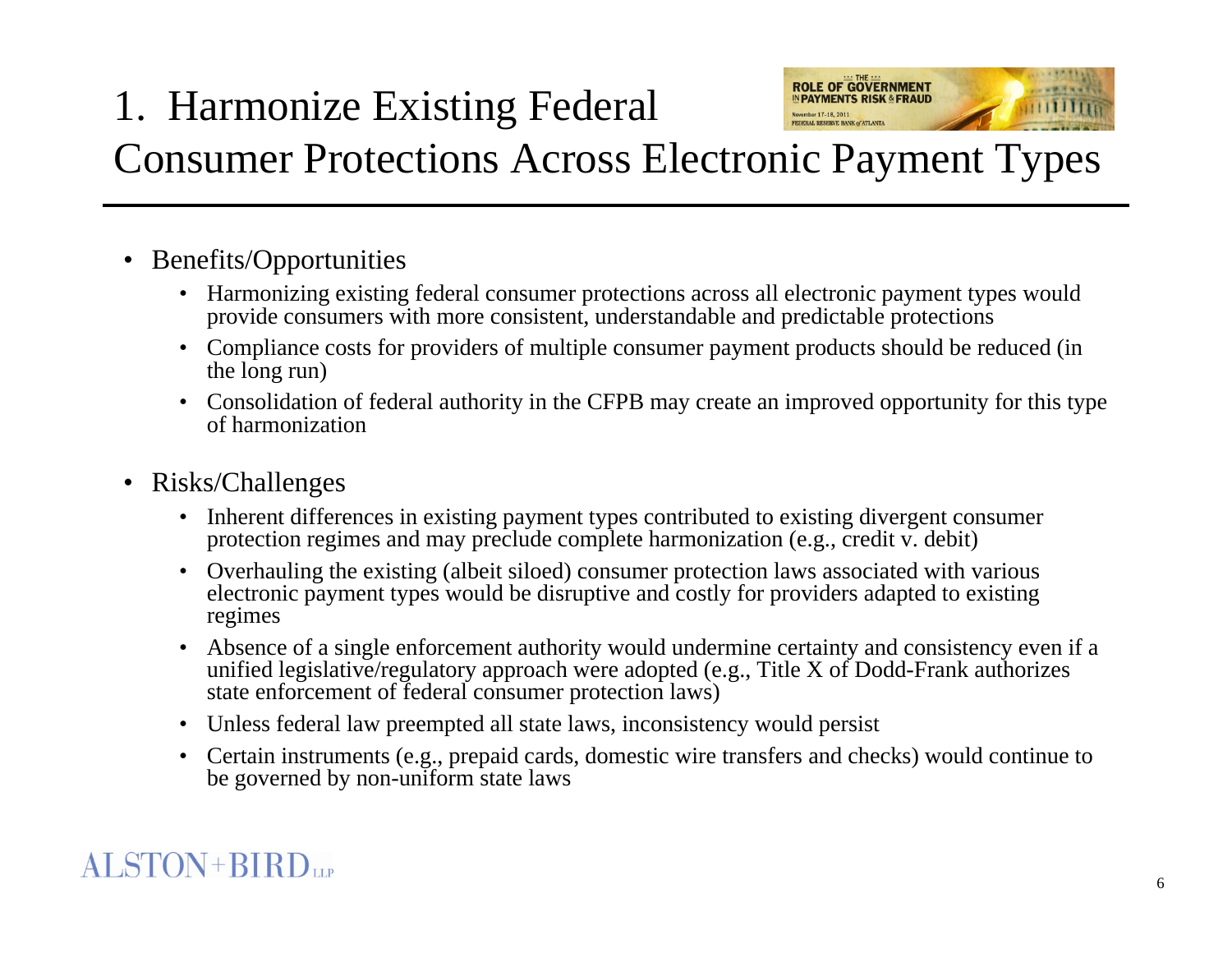# 1. Harmonize Existing Federal Consumer Protections Across Electronic Payment Types

- Benefits/Opportunities
  - Harmonizing existing federal consumer protections across all electronic payment types would provide consumers with more consistent, understandable and predictable protections
  - Compliance costs for providers of multiple consumer payment products should be reduced (in the long run)
  - Consolidation of federal authority in the CFPB may create an improved opportunity for this type of harmonization
- Risks/Challenges
  - Inherent differences in existing payment types contributed to existing divergent consumer protection regimes and may preclude complete harmonization (e.g., credit v. debit)
  - Overhauling the existing (albeit siloed) consumer protection laws associated with various electronic payment types would be disruptive and costly for providers adapted to existing regimes
  - Absence of a single enforcement authority would undermine certainty and consistency even if a unified legislative/regulatory approach were adopted (e.g., Title X of Dodd-Frank authorizes state enforcement of federal consumer protection laws)
  - Unless federal law preempted all state laws, inconsistency would persist
  - Certain instruments (e.g., prepaid cards, domestic wire transfers and checks) would continue to be governed by non-uniform state laws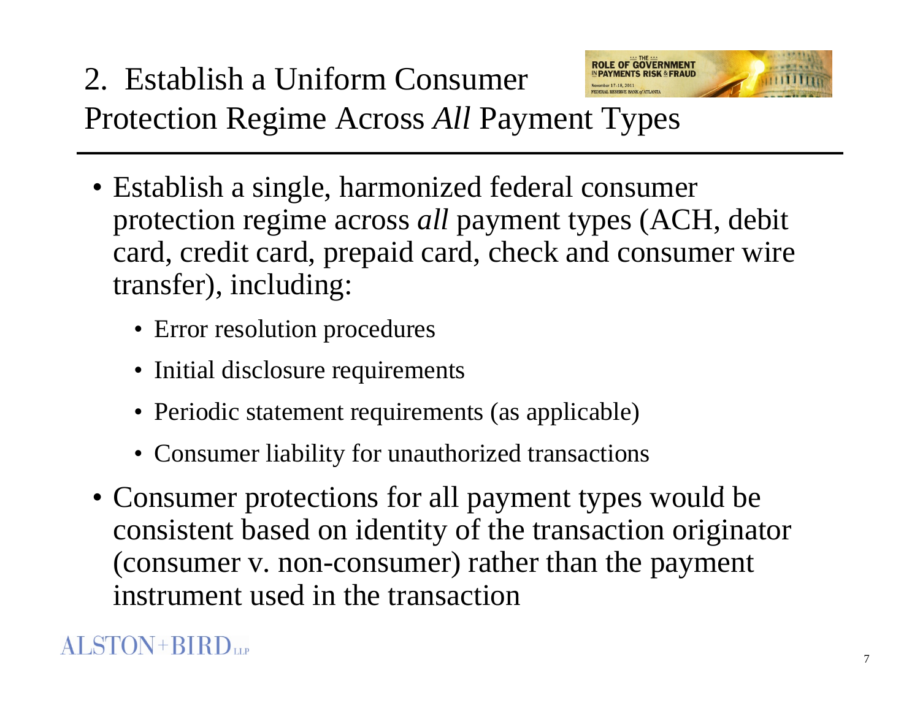# 2. Establish a Uniform Consumer Protection Regime Across *All* Payment Types

- Establish a single, harmonized federal consumer protection regime across *all* payment types (ACH, debit card, credit card, prepaid card, check and consumer wire transfer), including:
  - Error resolution procedures
  - Initial disclosure requirements
  - Periodic statement requirements (as applicable)
  - Consumer liability for unauthorized transactions
- Consumer protections for all payment types would be consistent based on identity of the transaction originator (consumer v. non-consumer) rather than the payment instrument used in the transaction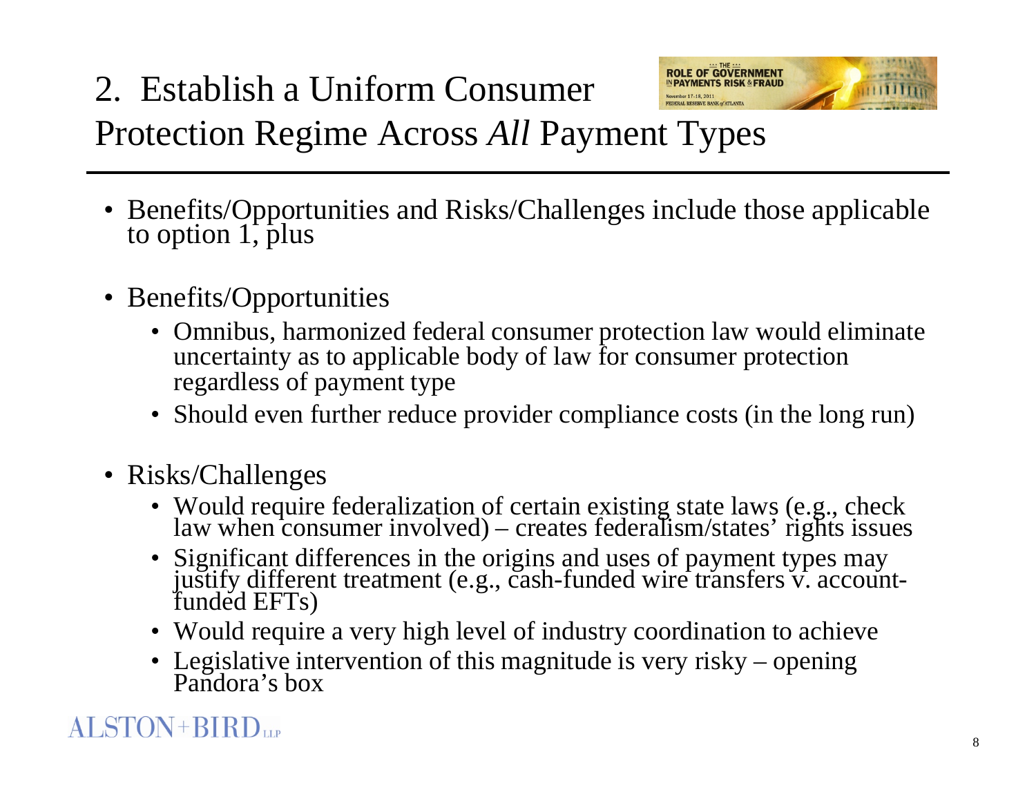# 2. Establish a Uniform Consumer Protection Regime Across *All* Payment Types

- Benefits/Opportunities and Risks/Challenges include those applicable to option 1, plus
- Benefits/Opportunities
  - Omnibus, harmonized federal consumer protection law would eliminate uncertainty as to applicable body of law for consumer protection regardless of payment type
  - Should even further reduce provider compliance costs (in the long run)
- Risks/Challenges
  - Would require federalization of certain existing state laws (e.g., check law when consumer involved) – creates federalism/states' rights issues
  - Significant differences in the origins and uses of payment types may justify different treatment (e.g., cash-funded wire transfers v. account-funded EFTs)
  - Would require a very high level of industry coordination to achieve
  - Legislative intervention of this magnitude is very risky – opening Pandora's box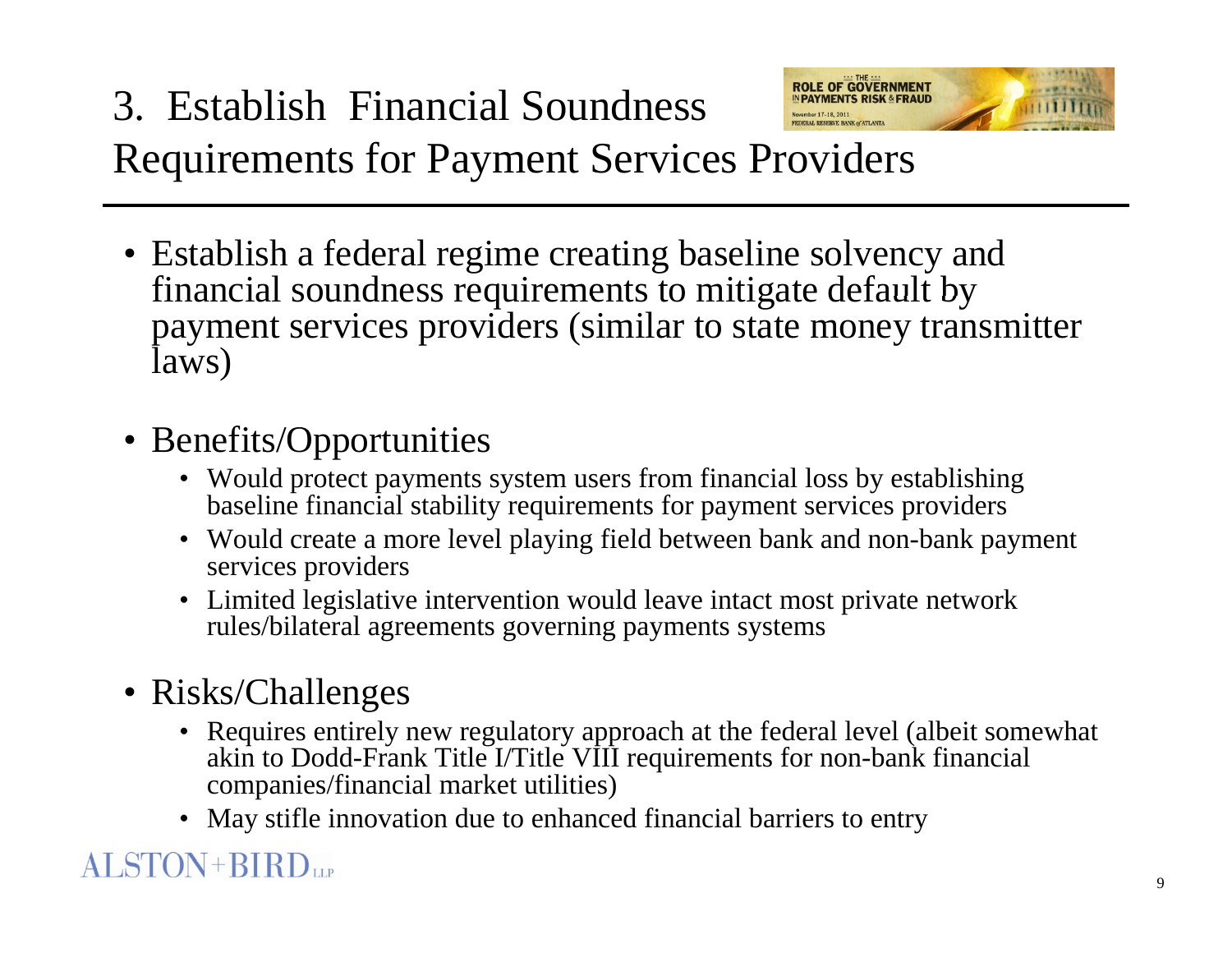# 3. Establish Financial Soundness Requirements for Payment Services Providers

- Establish a federal regime creating baseline solvency and financial soundness requirements to mitigate default by payment services providers (similar to state money transmitter laws)

- Benefits/Opportunities
  - Would protect payments system users from financial loss by establishing baseline financial stability requirements for payment services providers
  - Would create a more level playing field between bank and non-bank payment services providers
  - Limited legislative intervention would leave intact most private network rules/bilateral agreements governing payments systems

- Risks/Challenges
  - Requires entirely new regulatory approach at the federal level (albeit somewhat akin to Dodd-Frank Title I/Title VIII requirements for non-bank financial companies/financial market utilities)
  - May stifle innovation due to enhanced financial barriers to entry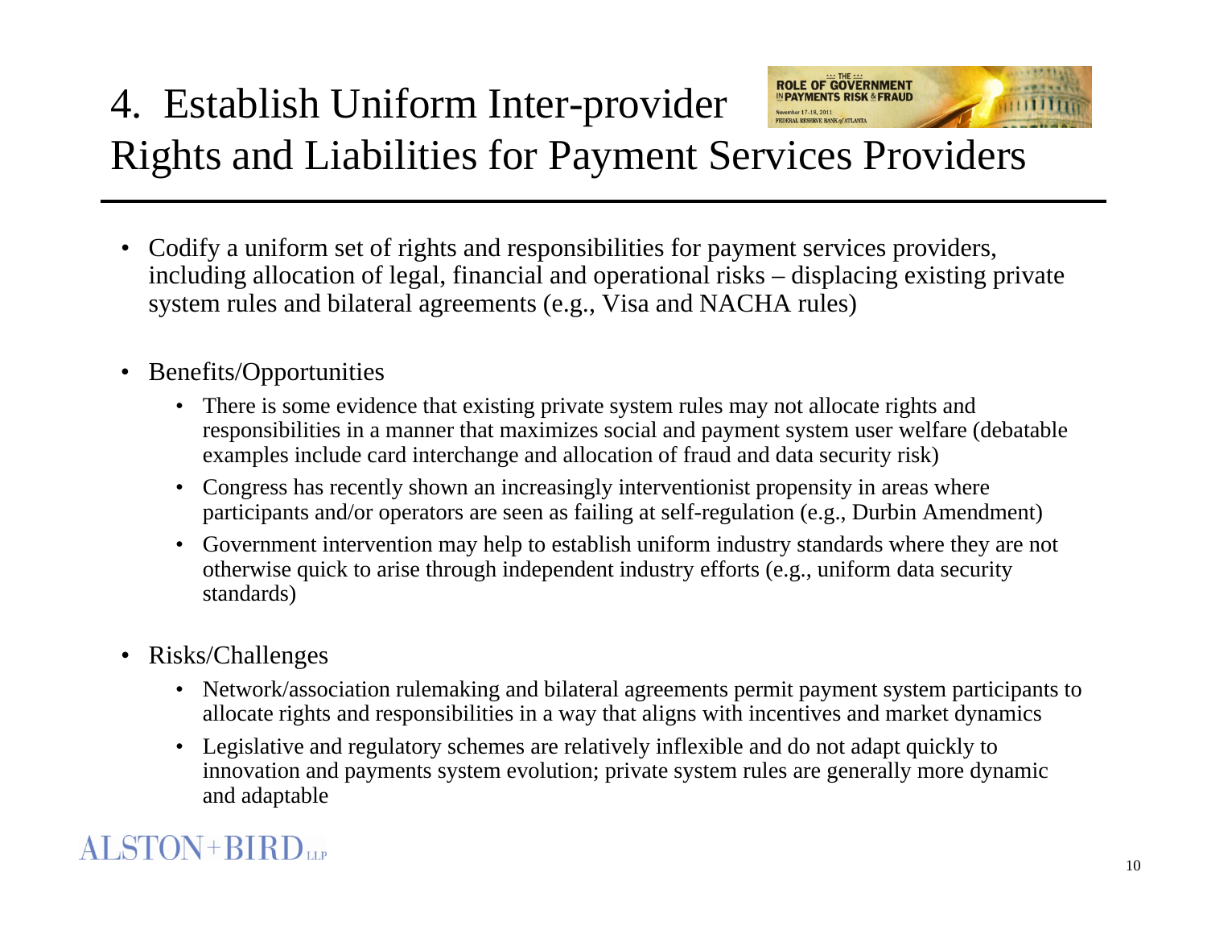# 4. Establish Uniform Inter-provider Rights and Liabilities for Payment Services Providers

- Codify a uniform set of rights and responsibilities for payment services providers, including allocation of legal, financial and operational risks – displacing existing private system rules and bilateral agreements (e.g., Visa and NACHA rules)

- Benefits/Opportunities
  - There is some evidence that existing private system rules may not allocate rights and responsibilities in a manner that maximizes social and payment system user welfare (debatable examples include card interchange and allocation of fraud and data security risk)
  - Congress has recently shown an increasingly interventionist propensity in areas where participants and/or operators are seen as failing at self-regulation (e.g., Durbin Amendment)
  - Government intervention may help to establish uniform industry standards where they are not otherwise quick to arise through independent industry efforts (e.g., uniform data security standards)

- Risks/Challenges
  - Network/association rulemaking and bilateral agreements permit payment system participants to allocate rights and responsibilities in a way that aligns with incentives and market dynamics
  - Legislative and regulatory schemes are relatively inflexible and do not adapt quickly to innovation and payments system evolution; private system rules are generally more dynamic and adaptable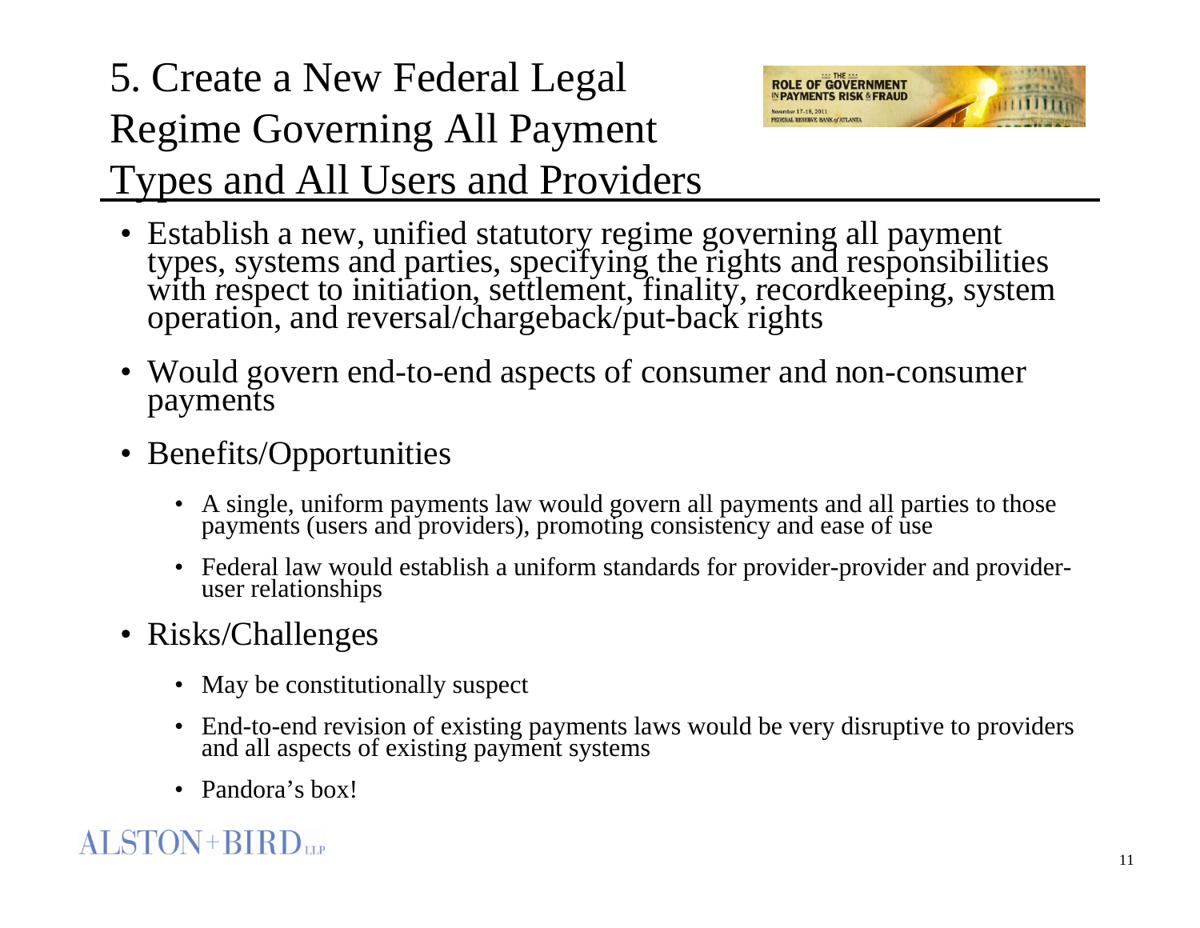# 5. Create a New Federal Legal Regime Governing All Payment Types and All Users and Providers

- Establish a new, unified statutory regime governing all payment types, systems and parties, specifying the rights and responsibilities with respect to initiation, settlement, finality, recordkeeping, system operation, and reversal/chargeback/put-back rights
- Would govern end-to-end aspects of consumer and non-consumer payments
- Benefits/Opportunities
  - A single, uniform payments law would govern all payments and all parties to those payments (users and providers), promoting consistency and ease of use
  - Federal law would establish a uniform standards for provider-provider and provider-user relationships
- Risks/Challenges
  - May be constitutionally suspect
  - End-to-end revision of existing payments laws would be very disruptive to providers and all aspects of existing payment systems
  - Pandora's box!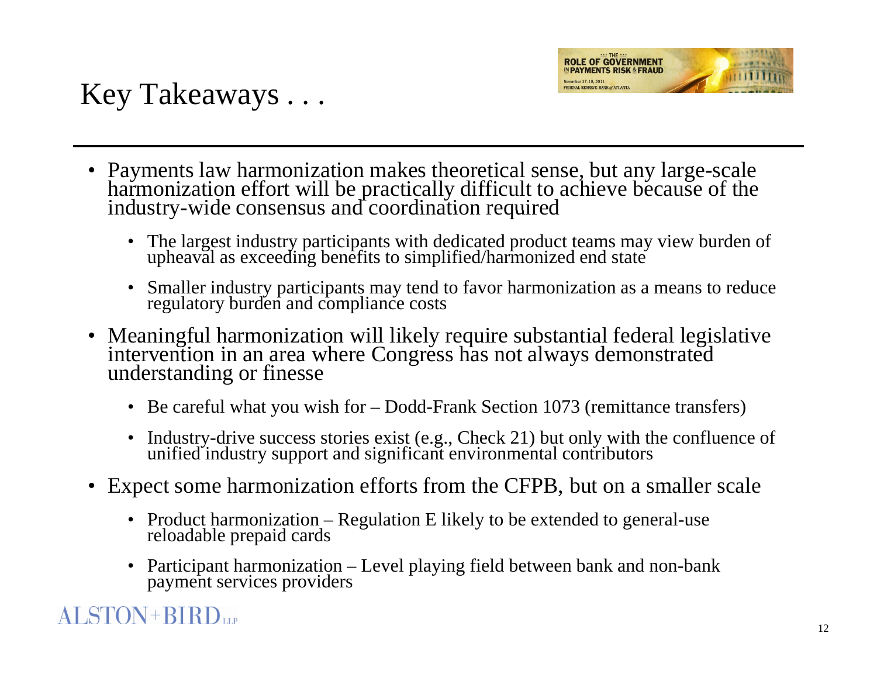# Key Takeaways . . .

- Payments law harmonization makes theoretical sense, but any large-scale harmonization effort will be practically difficult to achieve because of the industry-wide consensus and coordination required
  - The largest industry participants with dedicated product teams may view burden of upheaval as exceeding benefits to simplified/harmonized end state
  - Smaller industry participants may tend to favor harmonization as a means to reduce regulatory burden and compliance costs
- Meaningful harmonization will likely require substantial federal legislative intervention in an area where Congress has not always demonstrated understanding or finesse
  - Be careful what you wish for – Dodd-Frank Section 1073 (remittance transfers)
  - Industry-drive success stories exist (e.g., Check 21) but only with the confluence of unified industry support and significant environmental contributors
- Expect some harmonization efforts from the CFPB, but on a smaller scale
  - Product harmonization – Regulation E likely to be extended to general-use reloadable prepaid cards
  - Participant harmonization – Level playing field between bank and non-bank payment services providers

ALSTON+BIRD LLP